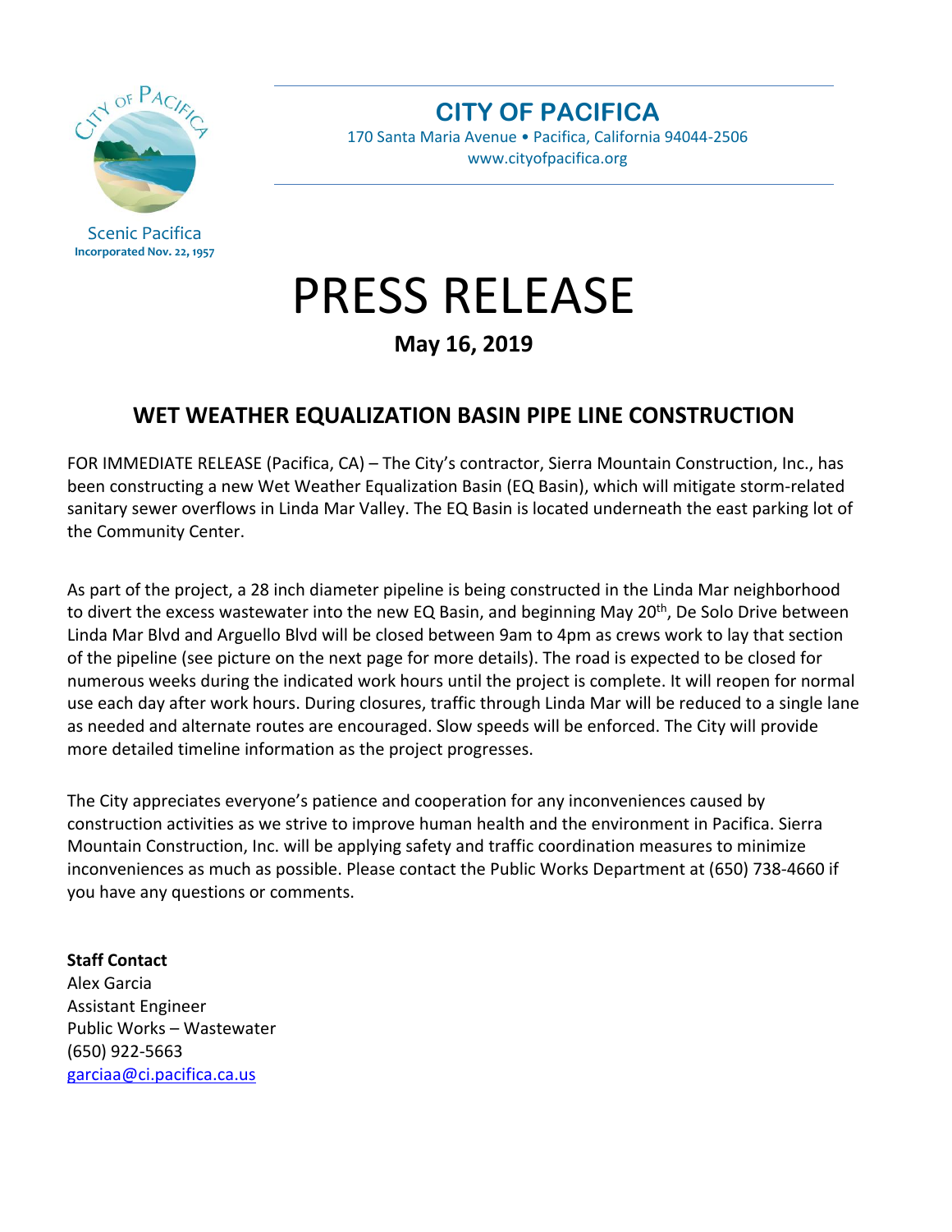Scenic Pacifica
**Incorporated Nov. 22, 1957**

## CITY OF PACIFICA

170 Santa Maria Avenue • Pacifica, California 94044-2506
www.cityofpacifica.org

# PRESS RELEASE

**May 16, 2019**

## WET WEATHER EQUALIZATION BASIN PIPE LINE CONSTRUCTION

FOR IMMEDIATE RELEASE (Pacifica, CA) – The City's contractor, Sierra Mountain Construction, Inc., has been constructing a new Wet Weather Equalization Basin (EQ Basin), which will mitigate storm-related sanitary sewer overflows in Linda Mar Valley. The EQ Basin is located underneath the east parking lot of the Community Center.

As part of the project, a 28 inch diameter pipeline is being constructed in the Linda Mar neighborhood to divert the excess wastewater into the new EQ Basin, and beginning May 20th, De Solo Drive between Linda Mar Blvd and Arguello Blvd will be closed between 9am to 4pm as crews work to lay that section of the pipeline (see picture on the next page for more details). The road is expected to be closed for numerous weeks during the indicated work hours until the project is complete. It will reopen for normal use each day after work hours. During closures, traffic through Linda Mar will be reduced to a single lane as needed and alternate routes are encouraged. Slow speeds will be enforced. The City will provide more detailed timeline information as the project progresses.

The City appreciates everyone's patience and cooperation for any inconveniences caused by construction activities as we strive to improve human health and the environment in Pacifica. Sierra Mountain Construction, Inc. will be applying safety and traffic coordination measures to minimize inconveniences as much as possible. Please contact the Public Works Department at (650) 738-4660 if you have any questions or comments.

**Staff Contact**
Alex Garcia
Assistant Engineer
Public Works – Wastewater
(650) 922-5663
garciaa@ci.pacifica.ca.us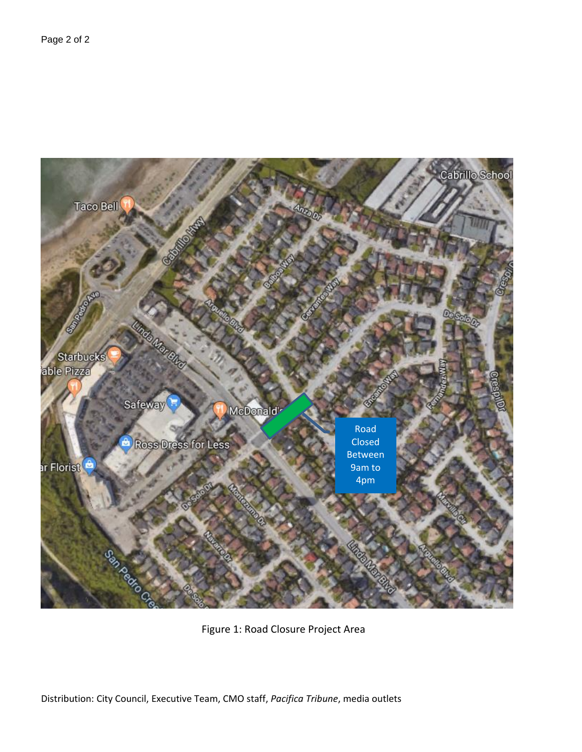Road Closed Between 9am to 4pm

Figure 1: Road Closure Project Area

Distribution: City Council, Executive Team, CMO staff, *Pacifica Tribune*, media outlets